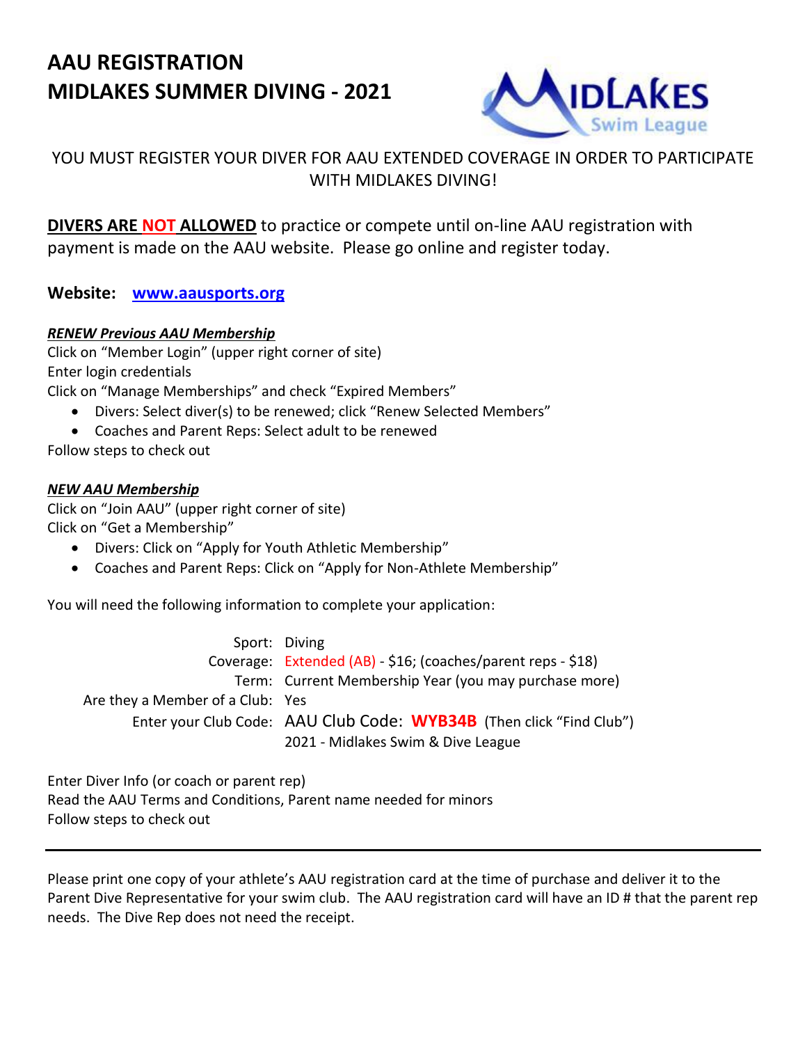# AAU REGISTRATION
# MIDLAKES SUMMER DIVING - 2021

MIDLAKES Swim League

YOU MUST REGISTER YOUR DIVER FOR AAU EXTENDED COVERAGE IN ORDER TO PARTICIPATE WITH MIDLAKES DIVING!

**DIVERS ARE NOT ALLOWED** to practice or compete until on-line AAU registration with payment is made on the AAU website. Please go online and register today.

**Website:** www.aausports.org

***RENEW Previous AAU Membership***

Click on "Member Login" (upper right corner of site)
Enter login credentials
Click on "Manage Memberships" and check "Expired Members"

- Divers: Select diver(s) to be renewed; click "Renew Selected Members"
- Coaches and Parent Reps: Select adult to be renewed

Follow steps to check out

***NEW AAU Membership***

Click on "Join AAU" (upper right corner of site)
Click on "Get a Membership"

- Divers: Click on "Apply for Youth Athletic Membership"
- Coaches and Parent Reps: Click on "Apply for Non-Athlete Membership"

You will need the following information to complete your application:

| | |
|---|---|
| Sport: | Diving |
| Coverage: | Extended (AB) - $16; (coaches/parent reps - $18) |
| Term: | Current Membership Year (you may purchase more) |
| Are they a Member of a Club: | Yes |
| Enter your Club Code: | AAU Club Code: **WYB34B** (Then click "Find Club")<br>2021 - Midlakes Swim & Dive League |

Enter Diver Info (or coach or parent rep)
Read the AAU Terms and Conditions, Parent name needed for minors
Follow steps to check out

---

Please print one copy of your athlete's AAU registration card at the time of purchase and deliver it to the Parent Dive Representative for your swim club. The AAU registration card will have an ID # that the parent rep needs. The Dive Rep does not need the receipt.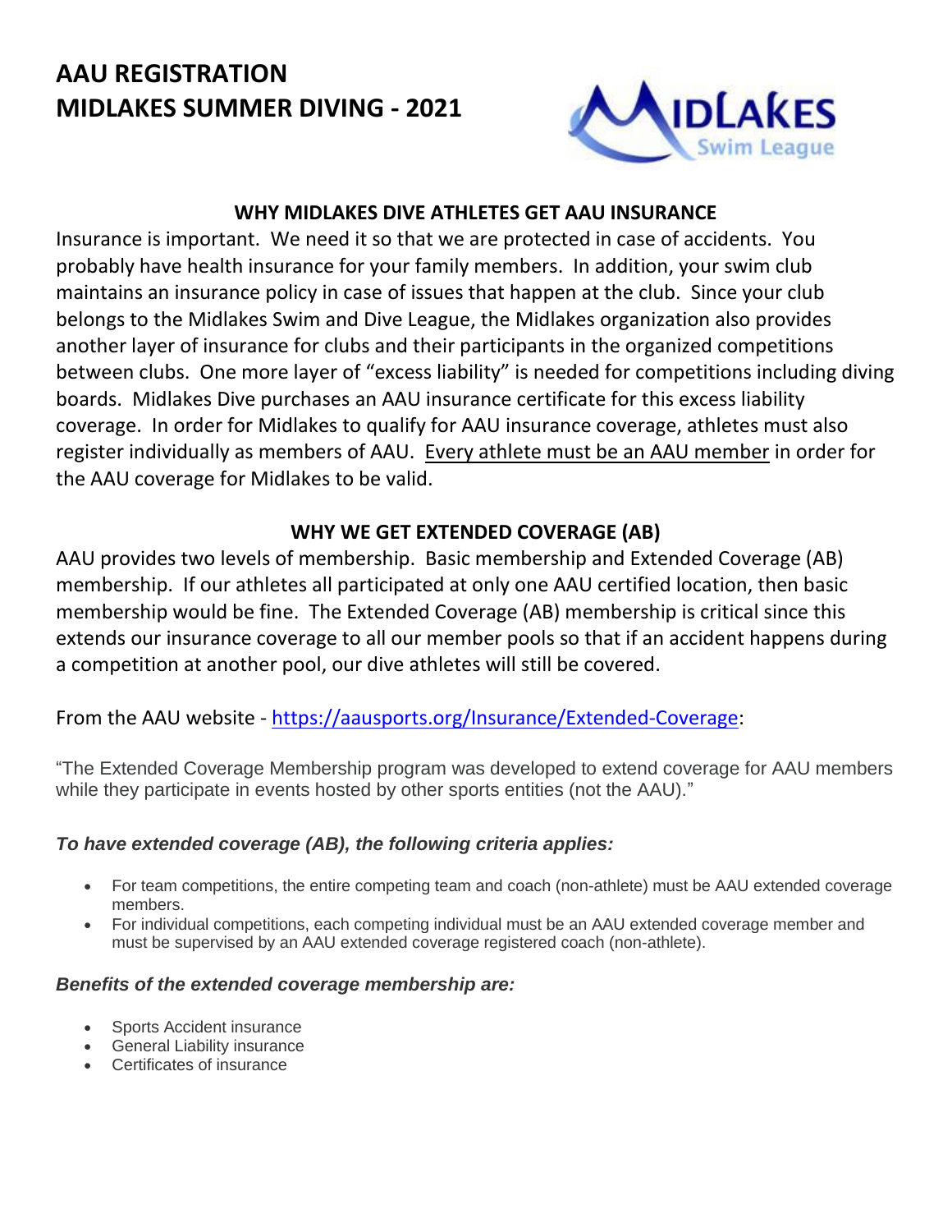# AAU REGISTRATION
# MIDLAKES SUMMER DIVING - 2021

### WHY MIDLAKES DIVE ATHLETES GET AAU INSURANCE

Insurance is important. We need it so that we are protected in case of accidents. You probably have health insurance for your family members. In addition, your swim club maintains an insurance policy in case of issues that happen at the club. Since your club belongs to the Midlakes Swim and Dive League, the Midlakes organization also provides another layer of insurance for clubs and their participants in the organized competitions between clubs. One more layer of "excess liability" is needed for competitions including diving boards. Midlakes Dive purchases an AAU insurance certificate for this excess liability coverage. In order for Midlakes to qualify for AAU insurance coverage, athletes must also register individually as members of AAU. Every athlete must be an AAU member in order for the AAU coverage for Midlakes to be valid.

### WHY WE GET EXTENDED COVERAGE (AB)

AAU provides two levels of membership. Basic membership and Extended Coverage (AB) membership. If our athletes all participated at only one AAU certified location, then basic membership would be fine. The Extended Coverage (AB) membership is critical since this extends our insurance coverage to all our member pools so that if an accident happens during a competition at another pool, our dive athletes will still be covered.

From the AAU website - https://aausports.org/Insurance/Extended-Coverage:

"The Extended Coverage Membership program was developed to extend coverage for AAU members while they participate in events hosted by other sports entities (not the AAU)."

***To have extended coverage (AB), the following criteria applies:***

- For team competitions, the entire competing team and coach (non-athlete) must be AAU extended coverage members.
- For individual competitions, each competing individual must be an AAU extended coverage member and must be supervised by an AAU extended coverage registered coach (non-athlete).

***Benefits of the extended coverage membership are:***

- Sports Accident insurance
- General Liability insurance
- Certificates of insurance